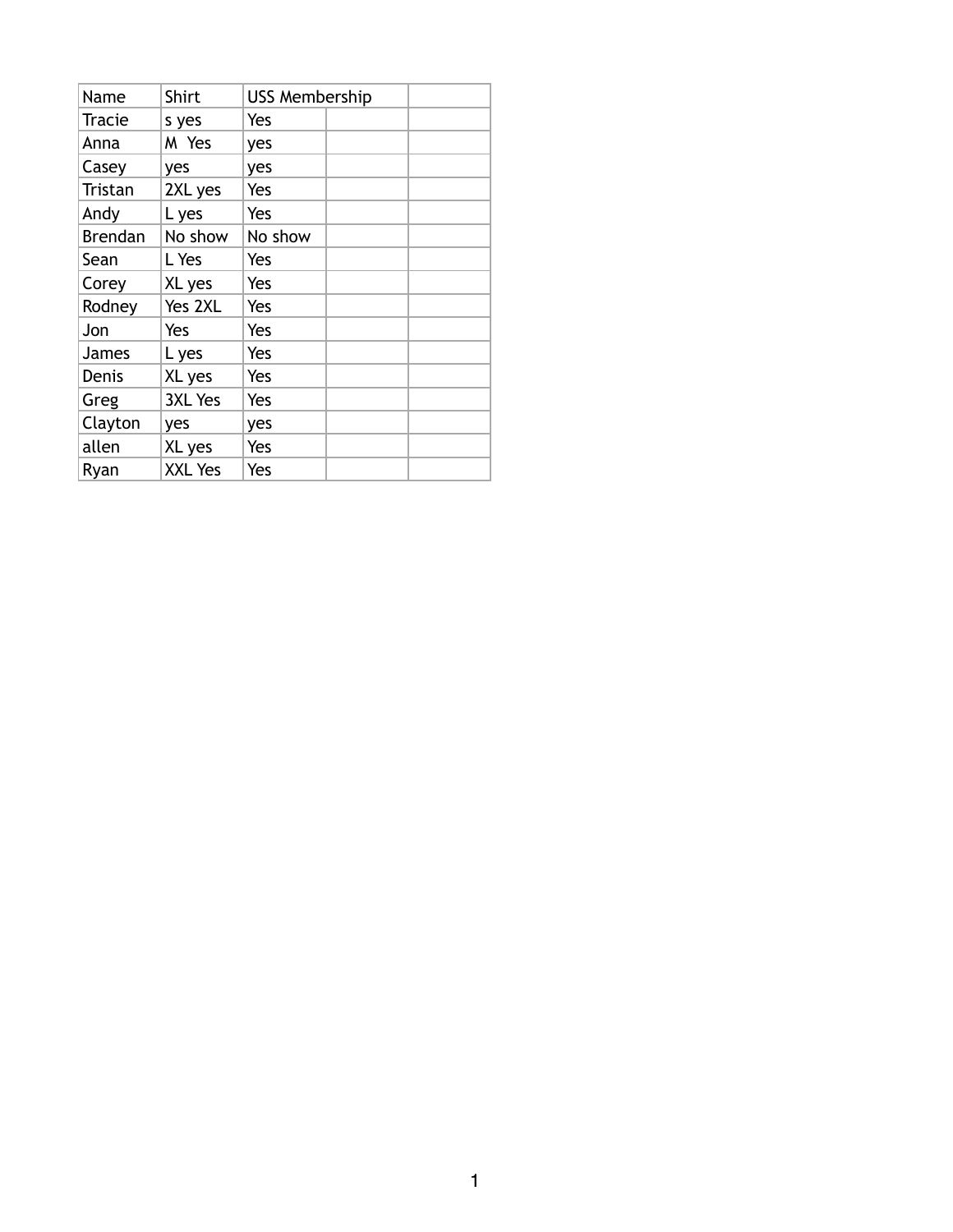| Name | Shirt | USS Membership | | |
|---|---|---|---|---|
| Tracie | s yes | Yes | | |
| Anna | M  Yes | yes | | |
| Casey | yes | yes | | |
| Tristan | 2XL yes | Yes | | |
| Andy | L yes | Yes | | |
| Brendan | No show | No show | | |
| Sean | L Yes | Yes | | |
| Corey | XL yes | Yes | | |
| Rodney | Yes 2XL | Yes | | |
| Jon | Yes | Yes | | |
| James | L yes | Yes | | |
| Denis | XL yes | Yes | | |
| Greg | 3XL Yes | Yes | | |
| Clayton | yes | yes | | |
| allen | XL yes | Yes | | |
| Ryan | XXL Yes | Yes | | |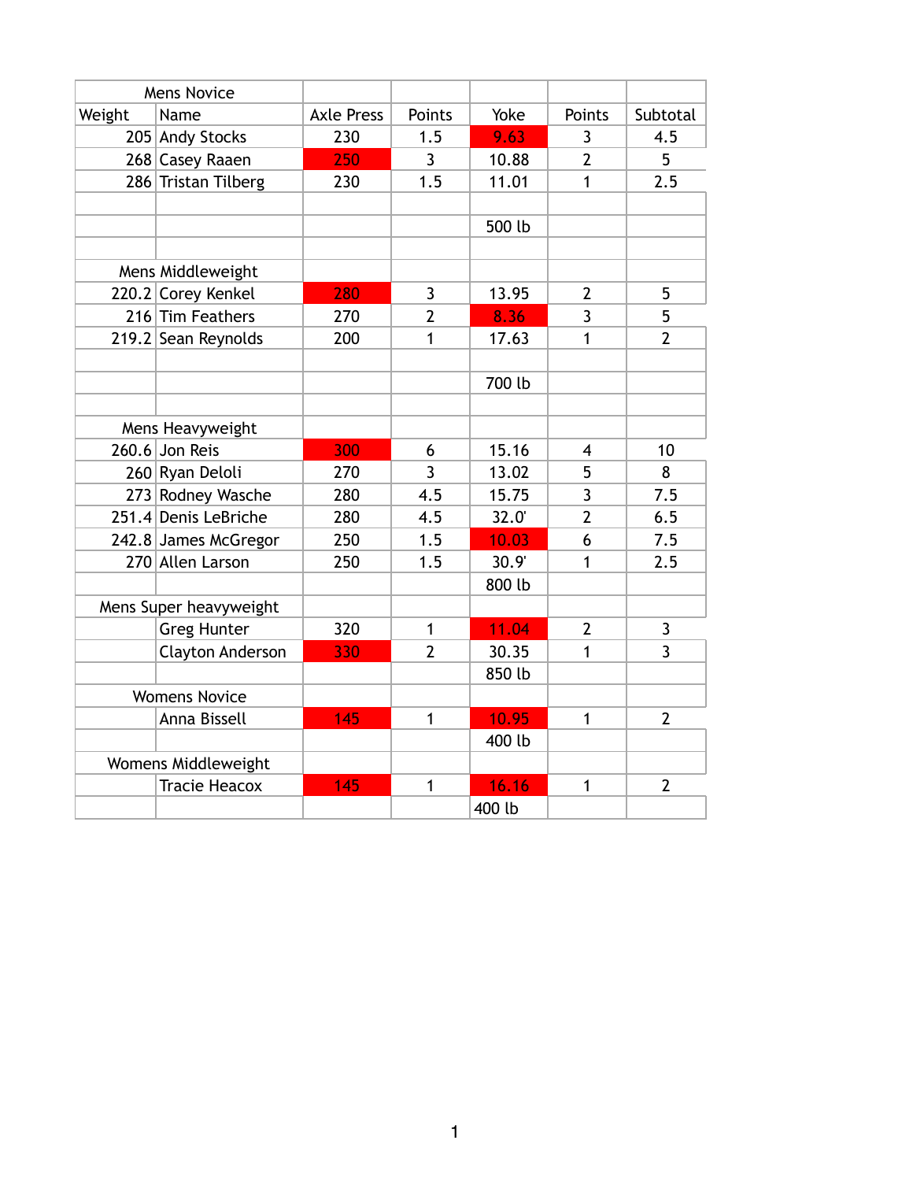| Mens Novice | | | | | | |
|---|---|---|---|---|---|---|
| Weight | Name | Axle Press | Points | Yoke | Points | Subtotal |
| 205 | Andy Stocks | 230 | 1.5 | 9.63 | 3 | 4.5 |
| 268 | Casey Raaen | 250 | 3 | 10.88 | 2 | 5 |
| 286 | Tristan Tilberg | 230 | 1.5 | 11.01 | 1 | 2.5 |
| | | | | | | |
| | | | | 500 lb | | |
| | | | | | | |
| Mens Middleweight | | | | | | |
| 220.2 | Corey Kenkel | 280 | 3 | 13.95 | 2 | 5 |
| 216 | Tim Feathers | 270 | 2 | 8.36 | 3 | 5 |
| 219.2 | Sean Reynolds | 200 | 1 | 17.63 | 1 | 2 |
| | | | | | | |
| | | | | 700 lb | | |
| | | | | | | |
| Mens Heavyweight | | | | | | |
| 260.6 | Jon Reis | 300 | 6 | 15.16 | 4 | 10 |
| 260 | Ryan Deloli | 270 | 3 | 13.02 | 5 | 8 |
| 273 | Rodney Wasche | 280 | 4.5 | 15.75 | 3 | 7.5 |
| 251.4 | Denis LeBriche | 280 | 4.5 | 32.0' | 2 | 6.5 |
| 242.8 | James McGregor | 250 | 1.5 | 10.03 | 6 | 7.5 |
| 270 | Allen Larson | 250 | 1.5 | 30.9' | 1 | 2.5 |
| | | | | 800 lb | | |
| Mens Super heavyweight | | | | | | |
| | Greg Hunter | 320 | 1 | 11.04 | 2 | 3 |
| | Clayton Anderson | 330 | 2 | 30.35 | 1 | 3 |
| | | | | 850 lb | | |
| Womens Novice | | | | | | |
| | Anna Bissell | 145 | 1 | 10.95 | 1 | 2 |
| | | | | 400 lb | | |
| Womens Middleweight | | | | | | |
| | Tracie Heacox | 145 | 1 | 16.16 | 1 | 2 |
| | | | | 400 lb | | |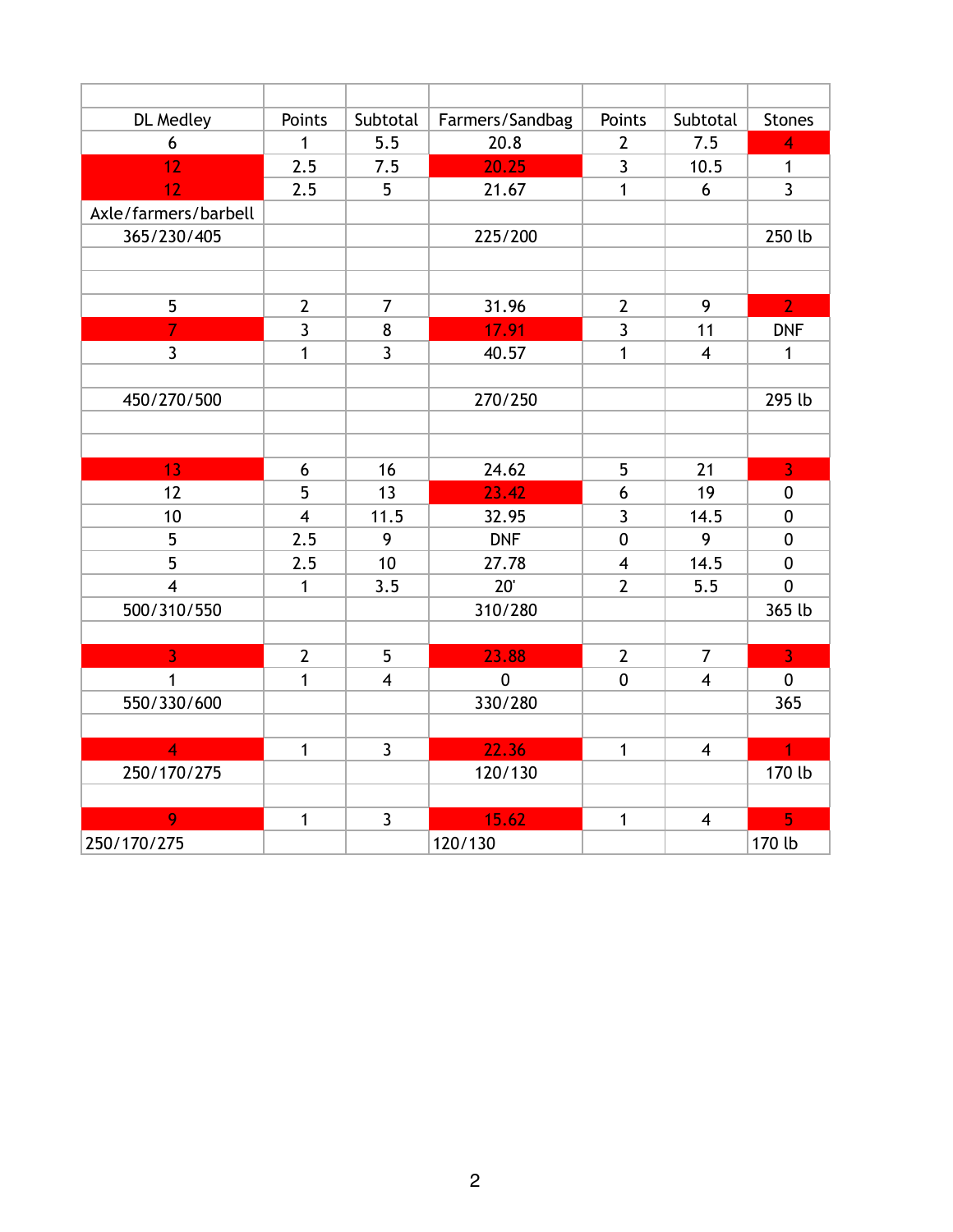| | | | | | | |
|---|---|---|---|---|---|---|
| DL Medley | Points | Subtotal | Farmers/Sandbag | Points | Subtotal | Stones |
| 6 | 1 | 5.5 | 20.8 | 2 | 7.5 | 4 |
| 12 | 2.5 | 7.5 | 20.25 | 3 | 10.5 | 1 |
| 12 | 2.5 | 5 | 21.67 | 1 | 6 | 3 |
| Axle/farmers/barbell | | | | | | |
| 365/230/405 | | | 225/200 | | | 250 lb |
| | | | | | | |
| | | | | | | |
| 5 | 2 | 7 | 31.96 | 2 | 9 | 2 |
| 7 | 3 | 8 | 17.91 | 3 | 11 | DNF |
| 3 | 1 | 3 | 40.57 | 1 | 4 | 1 |
| | | | | | | |
| 450/270/500 | | | 270/250 | | | 295 lb |
| | | | | | | |
| | | | | | | |
| 13 | 6 | 16 | 24.62 | 5 | 21 | 3 |
| 12 | 5 | 13 | 23.42 | 6 | 19 | 0 |
| 10 | 4 | 11.5 | 32.95 | 3 | 14.5 | 0 |
| 5 | 2.5 | 9 | DNF | 0 | 9 | 0 |
| 5 | 2.5 | 10 | 27.78 | 4 | 14.5 | 0 |
| 4 | 1 | 3.5 | 20' | 2 | 5.5 | 0 |
| 500/310/550 | | | 310/280 | | | 365 lb |
| | | | | | | |
| 3 | 2 | 5 | 23.88 | 2 | 7 | 3 |
| 1 | 1 | 4 | 0 | 0 | 4 | 0 |
| 550/330/600 | | | 330/280 | | | 365 |
| | | | | | | |
| 4 | 1 | 3 | 22.36 | 1 | 4 | 1 |
| 250/170/275 | | | 120/130 | | | 170 lb |
| | | | | | | |
| 9 | 1 | 3 | 15.62 | 1 | 4 | 5 |
| 250/170/275 | | | 120/130 | | | 170 lb |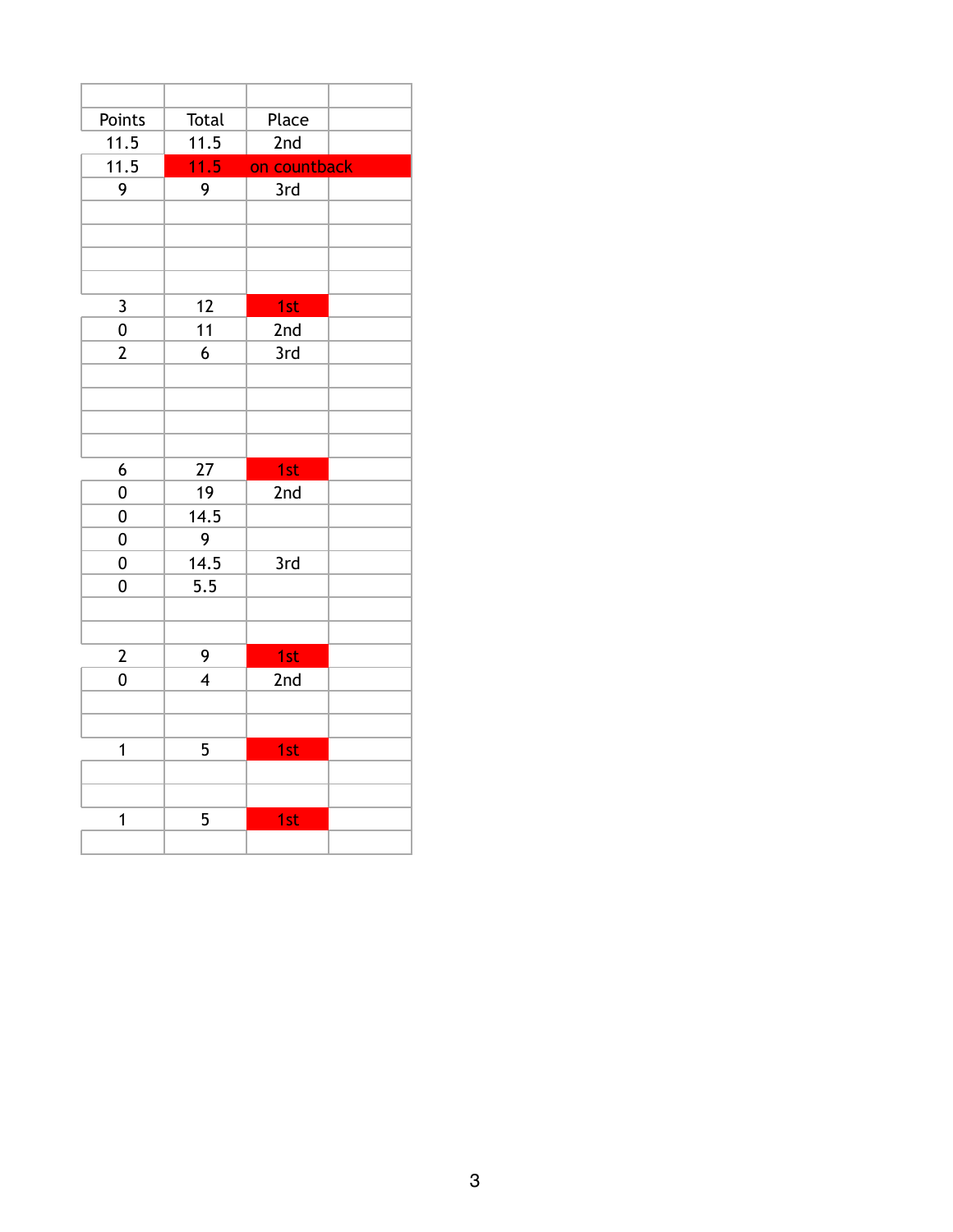| | | | |
|---|---|---|---|
| Points | Total | Place | |
| 11.5 | 11.5 | 2nd | |
| 11.5 | 11.5 | on countback | |
| 9 | 9 | 3rd | |
| | | | |
| | | | |
| | | | |
| | | | |
| 3 | 12 | 1st | |
| 0 | 11 | 2nd | |
| 2 | 6 | 3rd | |
| | | | |
| | | | |
| | | | |
| | | | |
| 6 | 27 | 1st | |
| 0 | 19 | 2nd | |
| 0 | 14.5 | | |
| 0 | 9 | | |
| 0 | 14.5 | 3rd | |
| 0 | 5.5 | | |
| | | | |
| | | | |
| 2 | 9 | 1st | |
| 0 | 4 | 2nd | |
| | | | |
| | | | |
| 1 | 5 | 1st | |
| | | | |
| | | | |
| 1 | 5 | 1st | |
| | | | |